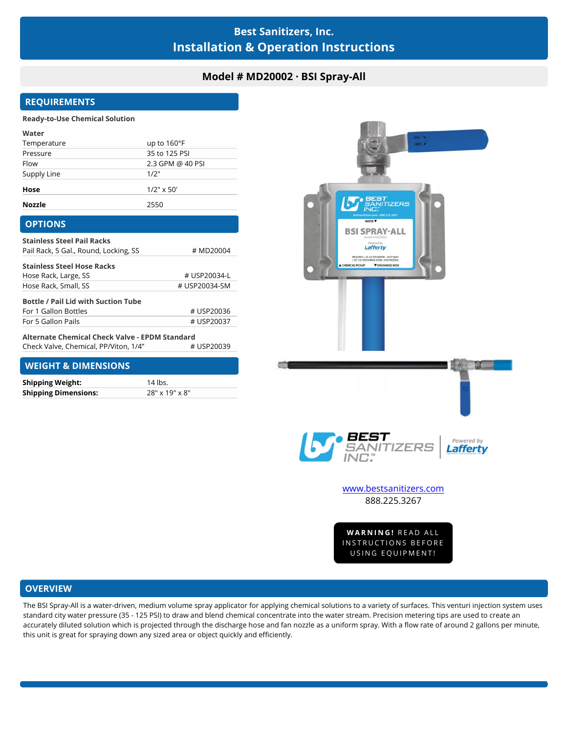# Best Sanitizers, Inc.
# Installation & Operation Instructions

## Model # MD20002 · BSI Spray-All

## REQUIREMENTS

**Ready-to-Use Chemical Solution**

**Water**

| | |
|---|---|
| Temperature | up to 160°F |
| Pressure | 35 to 125 PSI |
| Flow | 2.3 GPM @ 40 PSI |
| Supply Line | 1/2" |
| **Hose** | 1/2" x 50' |
| **Nozzle** | 2550 |

## OPTIONS

**Stainless Steel Pail Racks**

| | |
|---|---|
| Pail Rack, 5 Gal., Round, Locking, SS | # MD20004 |

**Stainless Steel Hose Racks**

| | |
|---|---|
| Hose Rack, Large, SS | # USP20034-L |
| Hose Rack, Small, SS | # USP20034-SM |

**Bottle / Pail Lid with Suction Tube**

| | |
|---|---|
| For 1 Gallon Bottles | # USP20036 |
| For 5 Gallon Pails | # USP20037 |

**Alternate Chemical Check Valve - EPDM Standard**

| | |
|---|---|
| Check Valve, Chemical, PP/Viton, 1/4" | # USP20039 |

## WEIGHT & DIMENSIONS

| | |
|---|---|
| **Shipping Weight:** | 14 lbs. |
| **Shipping Dimensions:** | 28" x 19" x 8" |

www.bestsanitizers.com
888.225.3267

**WARNING!** READ ALL INSTRUCTIONS BEFORE USING EQUIPMENT!

## OVERVIEW

The BSI Spray-All is a water-driven, medium volume spray applicator for applying chemical solutions to a variety of surfaces. This venturi injection system uses standard city water pressure (35 - 125 PSI) to draw and blend chemical concentrate into the water stream. Precision metering tips are used to create an accurately diluted solution which is projected through the discharge hose and fan nozzle as a uniform spray. With a flow rate of around 2 gallons per minute, this unit is great for spraying down any sized area or object quickly and efficiently.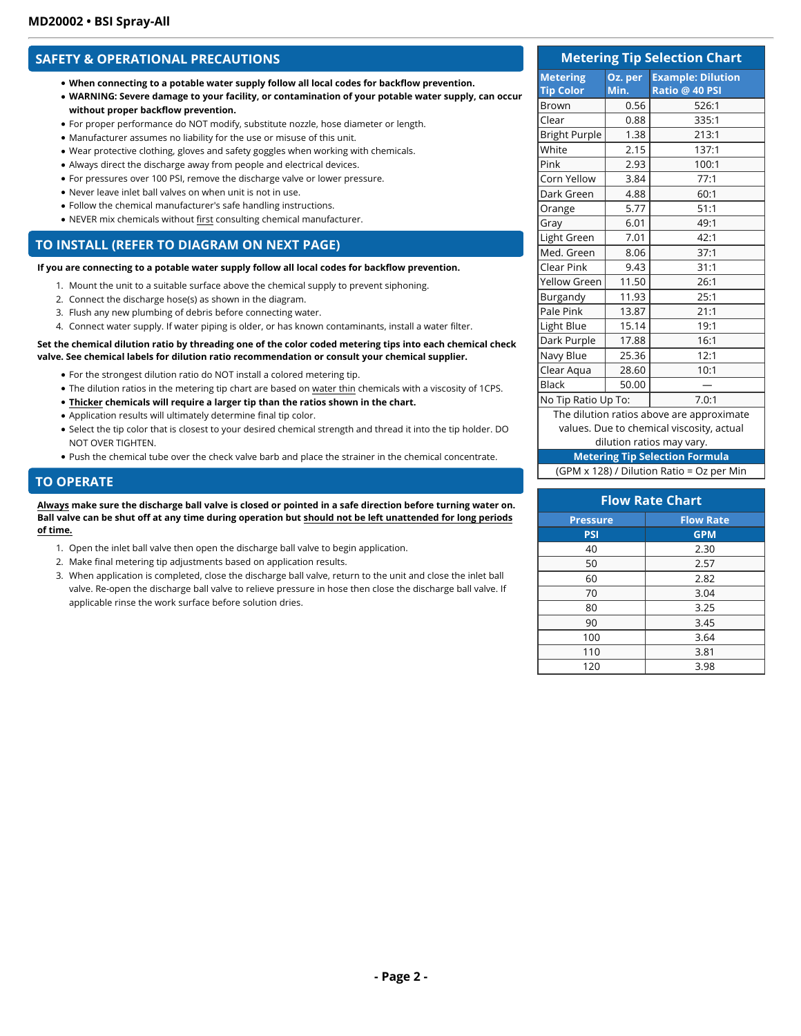## SAFETY & OPERATIONAL PRECAUTIONS

- **When connecting to a potable water supply follow all local codes for backflow prevention.**
- **WARNING: Severe damage to your facility, or contamination of your potable water supply, can occur without proper backflow prevention.**
- For proper performance do NOT modify, substitute nozzle, hose diameter or length.
- Manufacturer assumes no liability for the use or misuse of this unit.
- Wear protective clothing, gloves and safety goggles when working with chemicals.
- Always direct the discharge away from people and electrical devices.
- For pressures over 100 PSI, remove the discharge valve or lower pressure.
- Never leave inlet ball valves on when unit is not in use.
- Follow the chemical manufacturer's safe handling instructions.
- NEVER mix chemicals without first consulting chemical manufacturer.

## TO INSTALL (REFER TO DIAGRAM ON NEXT PAGE)

**If you are connecting to a potable water supply follow all local codes for backflow prevention.**

1. Mount the unit to a suitable surface above the chemical supply to prevent siphoning.
2. Connect the discharge hose(s) as shown in the diagram.
3. Flush any new plumbing of debris before connecting water.
4. Connect water supply. If water piping is older, or has known contaminants, install a water filter.

**Set the chemical dilution ratio by threading one of the color coded metering tips into each chemical check valve. See chemical labels for dilution ratio recommendation or consult your chemical supplier.**

- For the strongest dilution ratio do NOT install a colored metering tip.
- The dilution ratios in the metering tip chart are based on water thin chemicals with a viscosity of 1CPS.
- **Thicker chemicals will require a larger tip than the ratios shown in the chart.**
- Application results will ultimately determine final tip color.
- Select the tip color that is closest to your desired chemical strength and thread it into the tip holder. DO NOT OVER TIGHTEN.
- Push the chemical tube over the check valve barb and place the strainer in the chemical concentrate.

## TO OPERATE

**Always make sure the discharge ball valve is closed or pointed in a safe direction before turning water on. Ball valve can be shut off at any time during operation but should not be left unattended for long periods of time.**

1. Open the inlet ball valve then open the discharge ball valve to begin application.
2. Make final metering tip adjustments based on application results.
3. When application is completed, close the discharge ball valve, return to the unit and close the inlet ball valve. Re-open the discharge ball valve to relieve pressure in hose then close the discharge ball valve. If applicable rinse the work surface before solution dries.

### Metering Tip Selection Chart

| Metering Tip Color | Oz. per Min. | Example: Dilution Ratio @ 40 PSI |
|---|---|---|
| Brown | 0.56 | 526:1 |
| Clear | 0.88 | 335:1 |
| Bright Purple | 1.38 | 213:1 |
| White | 2.15 | 137:1 |
| Pink | 2.93 | 100:1 |
| Corn Yellow | 3.84 | 77:1 |
| Dark Green | 4.88 | 60:1 |
| Orange | 5.77 | 51:1 |
| Gray | 6.01 | 49:1 |
| Light Green | 7.01 | 42:1 |
| Med. Green | 8.06 | 37:1 |
| Clear Pink | 9.43 | 31:1 |
| Yellow Green | 11.50 | 26:1 |
| Burgandy | 11.93 | 25:1 |
| Pale Pink | 13.87 | 21:1 |
| Light Blue | 15.14 | 19:1 |
| Dark Purple | 17.88 | 16:1 |
| Navy Blue | 25.36 | 12:1 |
| Clear Aqua | 28.60 | 10:1 |
| Black | 50.00 | — |
| No Tip Ratio Up To: | | 7.0:1 |

The dilution ratios above are approximate values. Due to chemical viscosity, actual dilution ratios may vary.

**Metering Tip Selection Formula**

(GPM x 128) / Dilution Ratio = Oz per Min

### Flow Rate Chart

| Pressure | Flow Rate |
|---|---|
| PSI | GPM |
| 40 | 2.30 |
| 50 | 2.57 |
| 60 | 2.82 |
| 70 | 3.04 |
| 80 | 3.25 |
| 90 | 3.45 |
| 100 | 3.64 |
| 110 | 3.81 |
| 120 | 3.98 |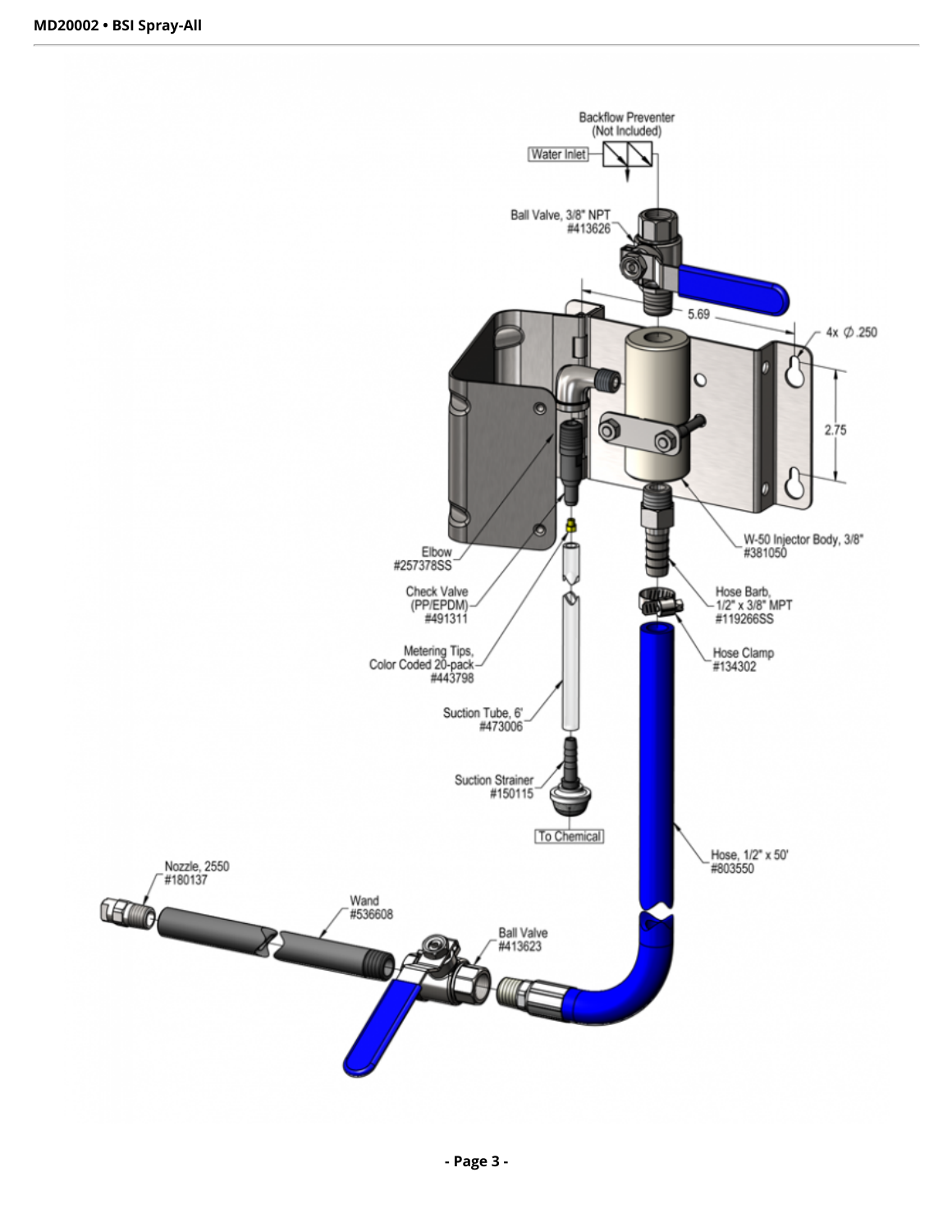Backflow Preventer (Not Included)

Water Inlet

Ball Valve, 3/8" NPT #413626

5.69

4x Ø .250

2.75

W-50 Injector Body, 3/8" #381050

Elbow #257378SS

Check Valve (PP/EPDM) #491311

Metering Tips, Color Coded 20-pack #443798

Hose Barb, 1/2" x 3/8" MPT #119266SS

Hose Clamp #134302

Suction Tube, 6' #473006

Suction Strainer #150115

To Chemical

Hose, 1/2" x 50' #803550

Nozzle, 2550 #180137

Wand #536608

Ball Valve #413623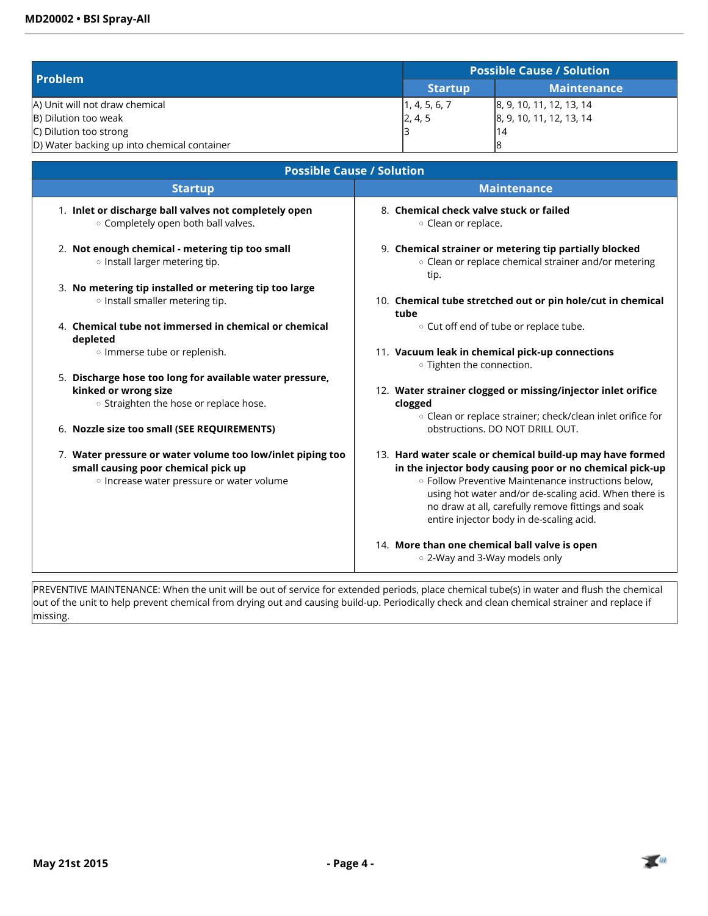| Problem | Possible Cause / Solution | |
|---|---|---|
| | Startup | Maintenance |
| A) Unit will not draw chemical | 1, 4, 5, 6, 7 | 8, 9, 10, 11, 12, 13, 14 |
| B) Dilution too weak | 2, 4, 5 | 8, 9, 10, 11, 12, 13, 14 |
| C) Dilution too strong | 3 | 14 |
| D) Water backing up into chemical container | | 8 |

## Possible Cause / Solution

### Startup

1. **Inlet or discharge ball valves not completely open**
   - Completely open both ball valves.
2. **Not enough chemical - metering tip too small**
   - Install larger metering tip.
3. **No metering tip installed or metering tip too large**
   - Install smaller metering tip.
4. **Chemical tube not immersed in chemical or chemical depleted**
   - Immerse tube or replenish.
5. **Discharge hose too long for available water pressure, kinked or wrong size**
   - Straighten the hose or replace hose.
6. **Nozzle size too small (SEE REQUIREMENTS)**
7. **Water pressure or water volume too low/inlet piping too small causing poor chemical pick up**
   - Increase water pressure or water volume

### Maintenance

8. **Chemical check valve stuck or failed**
   - Clean or replace.
9. **Chemical strainer or metering tip partially blocked**
   - Clean or replace chemical strainer and/or metering tip.
10. **Chemical tube stretched out or pin hole/cut in chemical tube**
    - Cut off end of tube or replace tube.
11. **Vacuum leak in chemical pick-up connections**
    - Tighten the connection.
12. **Water strainer clogged or missing/injector inlet orifice clogged**
    - Clean or replace strainer; check/clean inlet orifice for obstructions. DO NOT DRILL OUT.
13. **Hard water scale or chemical build-up may have formed in the injector body causing poor or no chemical pick-up**
    - Follow Preventive Maintenance instructions below, using hot water and/or de-scaling acid. When there is no draw at all, carefully remove fittings and soak entire injector body in de-scaling acid.
14. **More than one chemical ball valve is open**
    - 2-Way and 3-Way models only

PREVENTIVE MAINTENANCE: When the unit will be out of service for extended periods, place chemical tube(s) in water and flush the chemical out of the unit to help prevent chemical from drying out and causing build-up. Periodically check and clean chemical strainer and replace if missing.